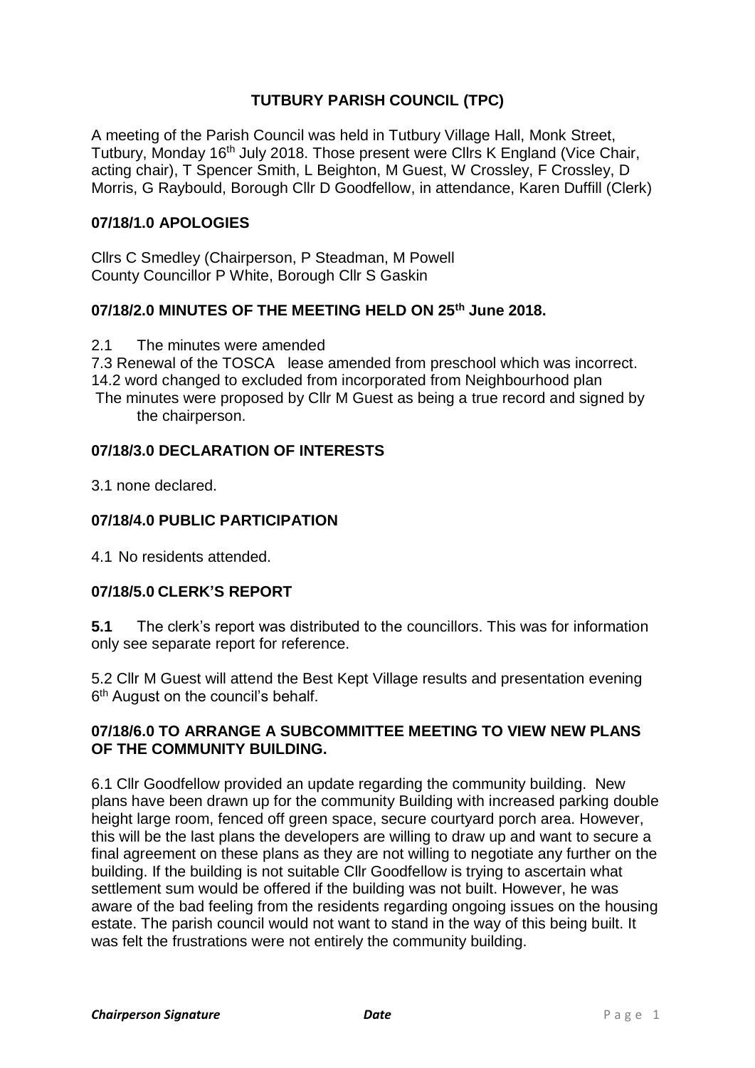# TUTBURY PARISH COUNCIL (TPC)

A meeting of the Parish Council was held in Tutbury Village Hall, Monk Street, Tutbury, Monday 16th July 2018. Those present were Cllrs K England (Vice Chair, acting chair), T Spencer Smith, L Beighton, M Guest, W Crossley, F Crossley, D Morris, G Raybould, Borough Cllr D Goodfellow, in attendance, Karen Duffill (Clerk)

## 07/18/1.0 APOLOGIES

Cllrs C Smedley (Chairperson, P Steadman, M Powell
County Councillor P White, Borough Cllr S Gaskin

## 07/18/2.0 MINUTES OF THE MEETING HELD ON 25th June 2018.

2.1 The minutes were amended

7.3 Renewal of the TOSCA lease amended from preschool which was incorrect.
14.2 word changed to excluded from incorporated from Neighbourhood plan
The minutes were proposed by Cllr M Guest as being a true record and signed by the chairperson.

## 07/18/3.0 DECLARATION OF INTERESTS

3.1 none declared.

## 07/18/4.0 PUBLIC PARTICIPATION

4.1 No residents attended.

## 07/18/5.0 CLERK'S REPORT

**5.1** The clerk's report was distributed to the councillors. This was for information only see separate report for reference.

5.2 Cllr M Guest will attend the Best Kept Village results and presentation evening 6th August on the council's behalf.

## 07/18/6.0 TO ARRANGE A SUBCOMMITTEE MEETING TO VIEW NEW PLANS OF THE COMMUNITY BUILDING.

6.1 Cllr Goodfellow provided an update regarding the community building. New plans have been drawn up for the community Building with increased parking double height large room, fenced off green space, secure courtyard porch area. However, this will be the last plans the developers are willing to draw up and want to secure a final agreement on these plans as they are not willing to negotiate any further on the building. If the building is not suitable Cllr Goodfellow is trying to ascertain what settlement sum would be offered if the building was not built. However, he was aware of the bad feeling from the residents regarding ongoing issues on the housing estate. The parish council would not want to stand in the way of this being built. It was felt the frustrations were not entirely the community building.

*Chairperson Signature* *Date*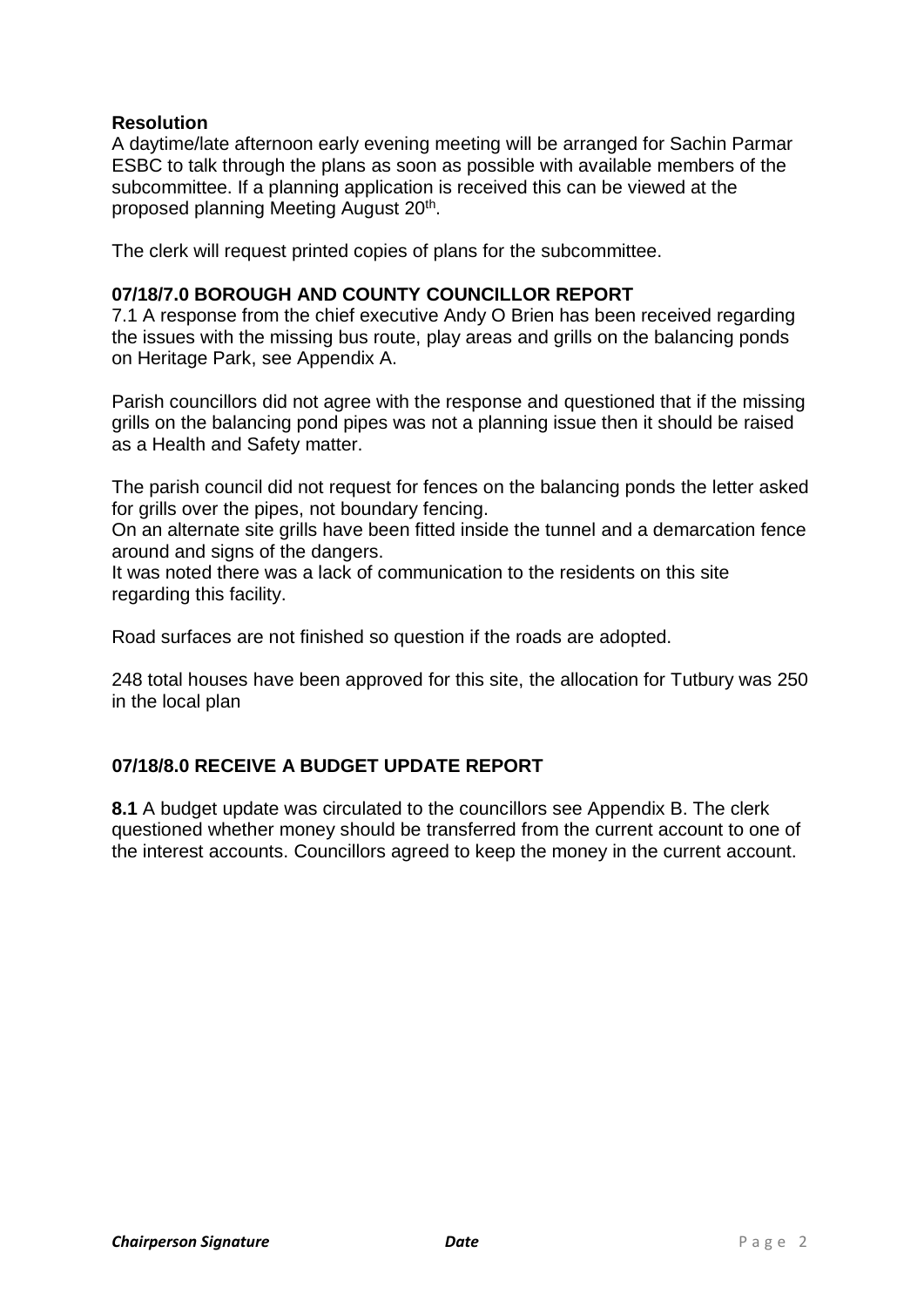**Resolution**
A daytime/late afternoon early evening meeting will be arranged for Sachin Parmar ESBC to talk through the plans as soon as possible with available members of the subcommittee. If a planning application is received this can be viewed at the proposed planning Meeting August 20th.

The clerk will request printed copies of plans for the subcommittee.

### 07/18/7.0 BOROUGH AND COUNTY COUNCILLOR REPORT

7.1 A response from the chief executive Andy O Brien has been received regarding the issues with the missing bus route, play areas and grills on the balancing ponds on Heritage Park, see Appendix A.

Parish councillors did not agree with the response and questioned that if the missing grills on the balancing pond pipes was not a planning issue then it should be raised as a Health and Safety matter.

The parish council did not request for fences on the balancing ponds the letter asked for grills over the pipes, not boundary fencing.
On an alternate site grills have been fitted inside the tunnel and a demarcation fence around and signs of the dangers.
It was noted there was a lack of communication to the residents on this site regarding this facility.

Road surfaces are not finished so question if the roads are adopted.

248 total houses have been approved for this site, the allocation for Tutbury was 250 in the local plan

### 07/18/8.0 RECEIVE A BUDGET UPDATE REPORT

**8.1** A budget update was circulated to the councillors see Appendix B. The clerk questioned whether money should be transferred from the current account to one of the interest accounts. Councillors agreed to keep the money in the current account.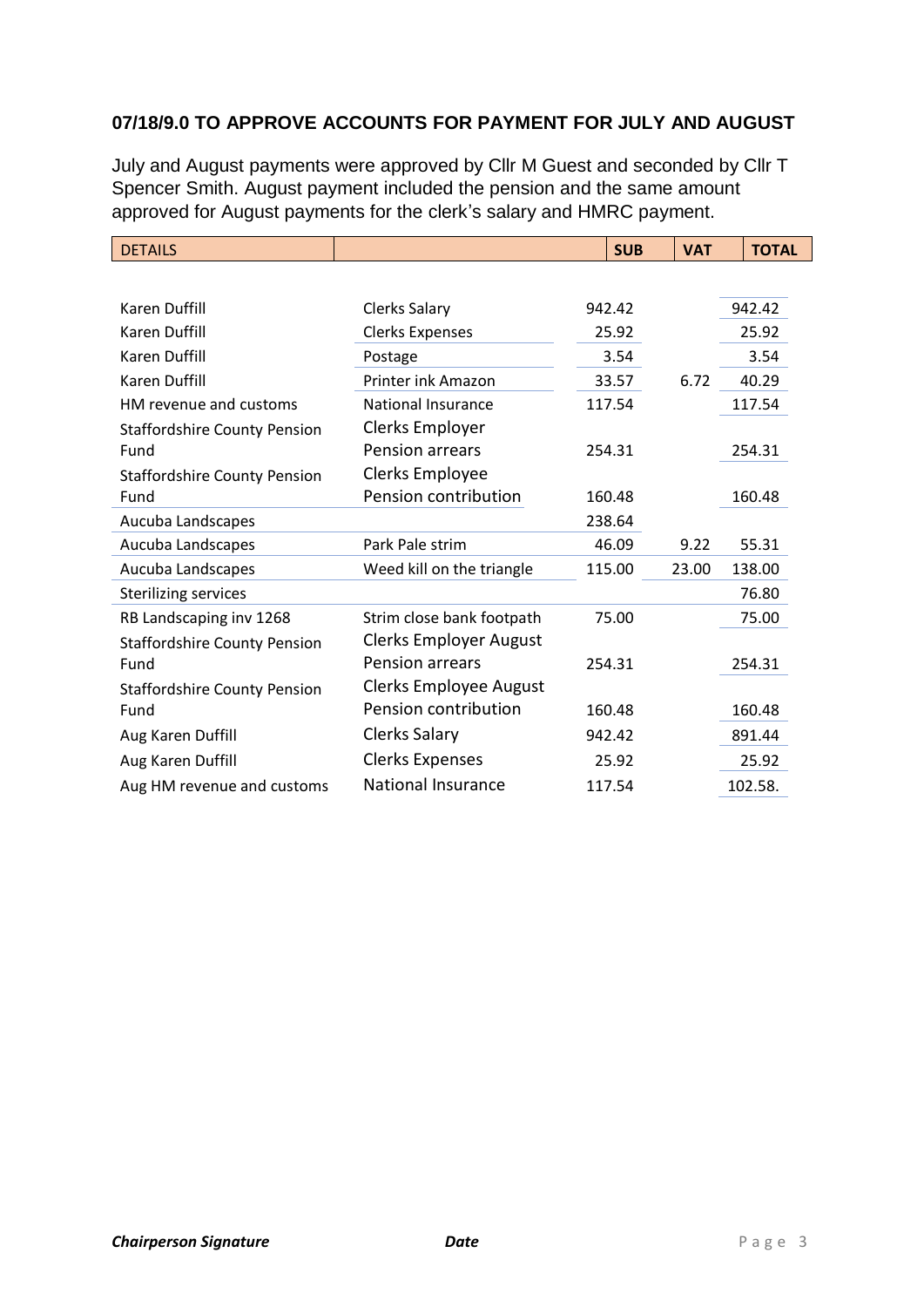### 07/18/9.0 TO APPROVE ACCOUNTS FOR PAYMENT FOR JULY AND AUGUST

July and August payments were approved by Cllr M Guest and seconded by Cllr T Spencer Smith. August payment included the pension and the same amount approved for August payments for the clerk's salary and HMRC payment.

| DETAILS | | SUB | VAT | TOTAL |
|---|---|---|---|---|
| Karen Duffill | Clerks Salary | 942.42 | | 942.42 |
| Karen Duffill | Clerks Expenses | 25.92 | | 25.92 |
| Karen Duffill | Postage | 3.54 | | 3.54 |
| Karen Duffill | Printer ink Amazon | 33.57 | 6.72 | 40.29 |
| HM revenue and customs | National Insurance | 117.54 | | 117.54 |
| Staffordshire County Pension Fund | Clerks Employer Pension arrears | 254.31 | | 254.31 |
| Staffordshire County Pension Fund | Clerks Employee Pension contribution | 160.48 | | 160.48 |
| Aucuba Landscapes | | 238.64 | | |
| Aucuba Landscapes | Park Pale strim | 46.09 | 9.22 | 55.31 |
| Aucuba Landscapes | Weed kill on the triangle | 115.00 | 23.00 | 138.00 |
| Sterilizing services | | | | 76.80 |
| RB Landscaping inv 1268 | Strim close bank footpath | 75.00 | | 75.00 |
| Staffordshire County Pension Fund | Clerks Employer August Pension arrears | 254.31 | | 254.31 |
| Staffordshire County Pension Fund | Clerks Employee August Pension contribution | 160.48 | | 160.48 |
| Aug Karen Duffill | Clerks Salary | 942.42 | | 891.44 |
| Aug Karen Duffill | Clerks Expenses | 25.92 | | 25.92 |
| Aug HM revenue and customs | National Insurance | 117.54 | | 102.58. |

***Chairperson Signature*** ***Date***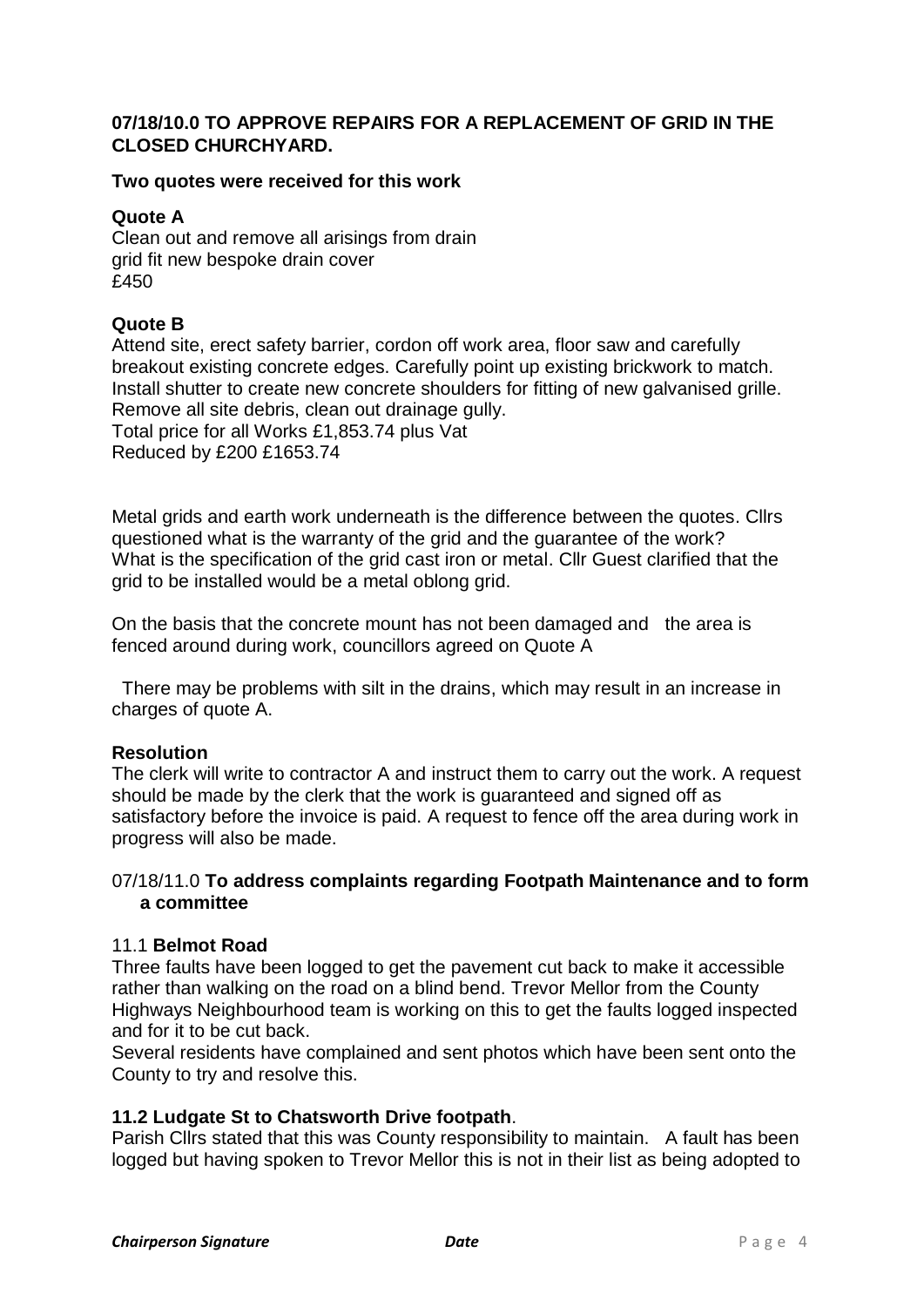**07/18/10.0 TO APPROVE REPAIRS FOR A REPLACEMENT OF GRID IN THE CLOSED CHURCHYARD.**

**Two quotes were received for this work**

**Quote A**
Clean out and remove all arisings from drain
grid fit new bespoke drain cover
£450

**Quote B**
Attend site, erect safety barrier, cordon off work area, floor saw and carefully breakout existing concrete edges. Carefully point up existing brickwork to match. Install shutter to create new concrete shoulders for fitting of new galvanised grille. Remove all site debris, clean out drainage gully.
Total price for all Works £1,853.74 plus Vat
Reduced by £200 £1653.74

Metal grids and earth work underneath is the difference between the quotes. Cllrs questioned what is the warranty of the grid and the guarantee of the work? What is the specification of the grid cast iron or metal. Cllr Guest clarified that the grid to be installed would be a metal oblong grid.

On the basis that the concrete mount has not been damaged and the area is fenced around during work, councillors agreed on Quote A

There may be problems with silt in the drains, which may result in an increase in charges of quote A.

**Resolution**
The clerk will write to contractor A and instruct them to carry out the work. A request should be made by the clerk that the work is guaranteed and signed off as satisfactory before the invoice is paid. A request to fence off the area during work in progress will also be made.

07/18/11.0 **To address complaints regarding Footpath Maintenance and to form a committee**

11.1 **Belmot Road**
Three faults have been logged to get the pavement cut back to make it accessible rather than walking on the road on a blind bend. Trevor Mellor from the County Highways Neighbourhood team is working on this to get the faults logged inspected and for it to be cut back.
Several residents have complained and sent photos which have been sent onto the County to try and resolve this.

**11.2 Ludgate St to Chatsworth Drive footpath**.
Parish Cllrs stated that this was County responsibility to maintain. A fault has been logged but having spoken to Trevor Mellor this is not in their list as being adopted to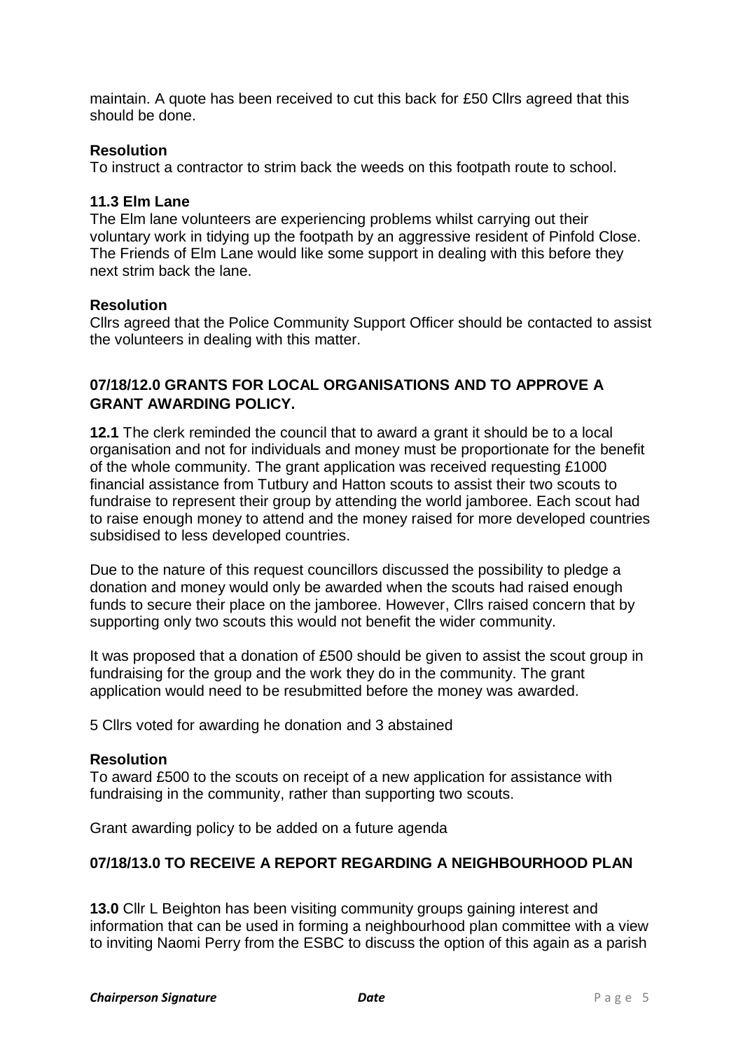maintain. A quote has been received to cut this back for £50 Cllrs agreed that this should be done.

**Resolution**
To instruct a contractor to strim back the weeds on this footpath route to school.

**11.3 Elm Lane**
The Elm lane volunteers are experiencing problems whilst carrying out their voluntary work in tidying up the footpath by an aggressive resident of Pinfold Close. The Friends of Elm Lane would like some support in dealing with this before they next strim back the lane.

**Resolution**
Cllrs agreed that the Police Community Support Officer should be contacted to assist the volunteers in dealing with this matter.

### 07/18/12.0 GRANTS FOR LOCAL ORGANISATIONS AND TO APPROVE A GRANT AWARDING POLICY.

**12.1** The clerk reminded the council that to award a grant it should be to a local organisation and not for individuals and money must be proportionate for the benefit of the whole community. The grant application was received requesting £1000 financial assistance from Tutbury and Hatton scouts to assist their two scouts to fundraise to represent their group by attending the world jamboree. Each scout had to raise enough money to attend and the money raised for more developed countries subsidised to less developed countries.

Due to the nature of this request councillors discussed the possibility to pledge a donation and money would only be awarded when the scouts had raised enough funds to secure their place on the jamboree. However, Cllrs raised concern that by supporting only two scouts this would not benefit the wider community.

It was proposed that a donation of £500 should be given to assist the scout group in fundraising for the group and the work they do in the community. The grant application would need to be resubmitted before the money was awarded.

5 Cllrs voted for awarding he donation and 3 abstained

**Resolution**
To award £500 to the scouts on receipt of a new application for assistance with fundraising in the community, rather than supporting two scouts.

Grant awarding policy to be added on a future agenda

### 07/18/13.0 TO RECEIVE A REPORT REGARDING A NEIGHBOURHOOD PLAN

**13.0** Cllr L Beighton has been visiting community groups gaining interest and information that can be used in forming a neighbourhood plan committee with a view to inviting Naomi Perry from the ESBC to discuss the option of this again as a parish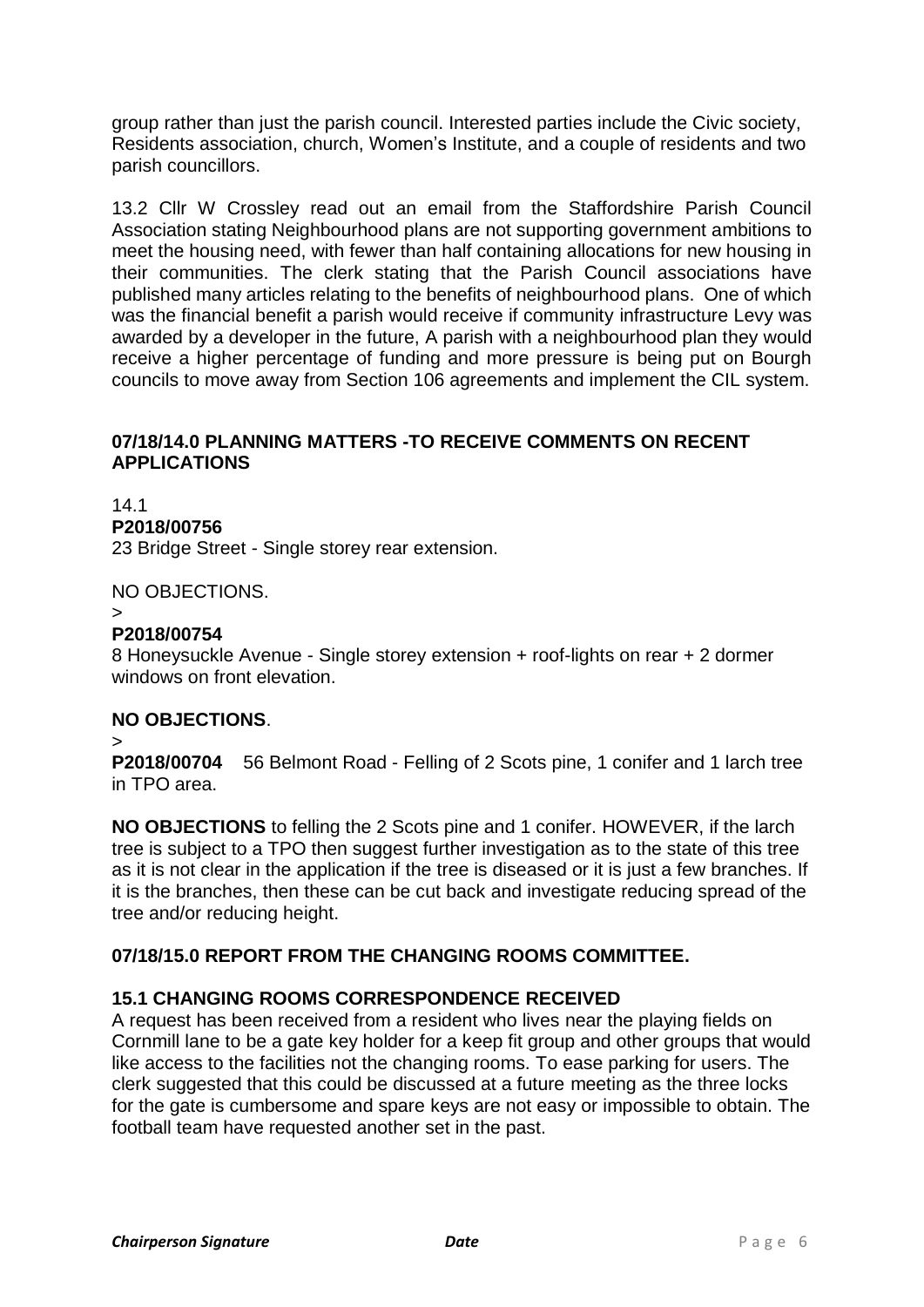group rather than just the parish council. Interested parties include the Civic society, Residents association, church, Women's Institute, and a couple of residents and two parish councillors.

13.2 Cllr W Crossley read out an email from the Staffordshire Parish Council Association stating Neighbourhood plans are not supporting government ambitions to meet the housing need, with fewer than half containing allocations for new housing in their communities. The clerk stating that the Parish Council associations have published many articles relating to the benefits of neighbourhood plans. One of which was the financial benefit a parish would receive if community infrastructure Levy was awarded by a developer in the future, A parish with a neighbourhood plan they would receive a higher percentage of funding and more pressure is being put on Bourgh councils to move away from Section 106 agreements and implement the CIL system.

**07/18/14.0 PLANNING MATTERS -TO RECEIVE COMMENTS ON RECENT APPLICATIONS**

14.1

**P2018/00756**

23 Bridge Street - Single storey rear extension.

NO OBJECTIONS.

>

**P2018/00754**

8 Honeysuckle Avenue - Single storey extension + roof-lights on rear + 2 dormer windows on front elevation.

**NO OBJECTIONS**.

>

**P2018/00704** 56 Belmont Road - Felling of 2 Scots pine, 1 conifer and 1 larch tree in TPO area.

**NO OBJECTIONS** to felling the 2 Scots pine and 1 conifer. HOWEVER, if the larch tree is subject to a TPO then suggest further investigation as to the state of this tree as it is not clear in the application if the tree is diseased or it is just a few branches. If it is the branches, then these can be cut back and investigate reducing spread of the tree and/or reducing height.

**07/18/15.0 REPORT FROM THE CHANGING ROOMS COMMITTEE.**

**15.1 CHANGING ROOMS CORRESPONDENCE RECEIVED**

A request has been received from a resident who lives near the playing fields on Cornmill lane to be a gate key holder for a keep fit group and other groups that would like access to the facilities not the changing rooms. To ease parking for users. The clerk suggested that this could be discussed at a future meeting as the three locks for the gate is cumbersome and spare keys are not easy or impossible to obtain. The football team have requested another set in the past.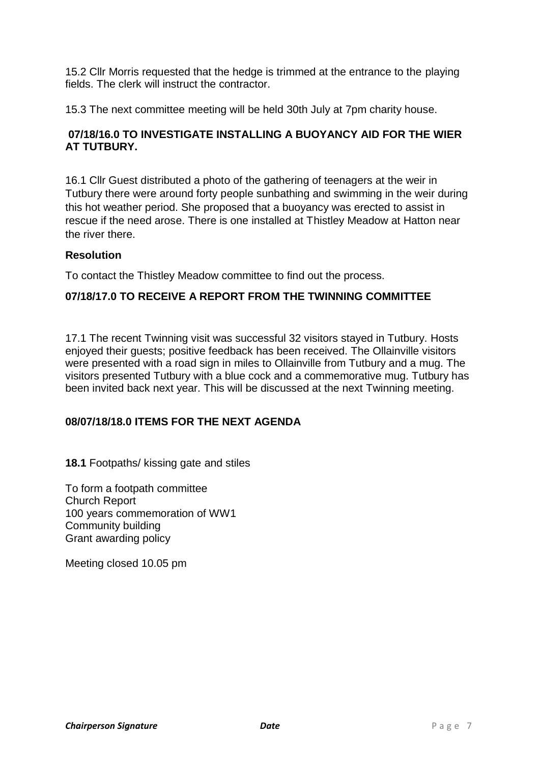15.2 Cllr Morris requested that the hedge is trimmed at the entrance to the playing fields. The clerk will instruct the contractor.

15.3 The next committee meeting will be held 30th July at 7pm charity house.

### 07/18/16.0 TO INVESTIGATE INSTALLING A BUOYANCY AID FOR THE WIER AT TUTBURY.

16.1 Cllr Guest distributed a photo of the gathering of teenagers at the weir in Tutbury there were around forty people sunbathing and swimming in the weir during this hot weather period. She proposed that a buoyancy was erected to assist in rescue if the need arose. There is one installed at Thistley Meadow at Hatton near the river there.

**Resolution**

To contact the Thistley Meadow committee to find out the process.

### 07/18/17.0 TO RECEIVE A REPORT FROM THE TWINNING COMMITTEE

17.1 The recent Twinning visit was successful 32 visitors stayed in Tutbury. Hosts enjoyed their guests; positive feedback has been received. The Ollainville visitors were presented with a road sign in miles to Ollainville from Tutbury and a mug. The visitors presented Tutbury with a blue cock and a commemorative mug. Tutbury has been invited back next year. This will be discussed at the next Twinning meeting.

### 08/07/18/18.0 ITEMS FOR THE NEXT AGENDA

**18.1** Footpaths/ kissing gate and stiles

To form a footpath committee
Church Report
100 years commemoration of WW1
Community building
Grant awarding policy

Meeting closed 10.05 pm

***Chairperson Signature*** ***Date***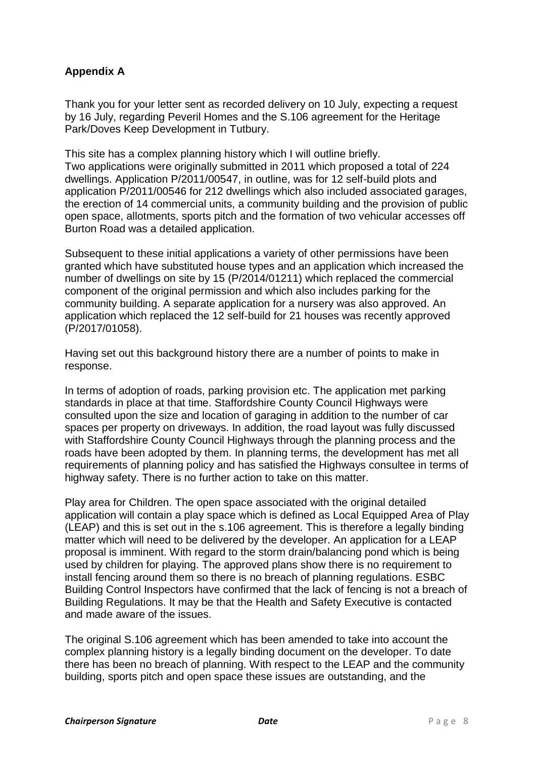**Appendix A**

Thank you for your letter sent as recorded delivery on 10 July, expecting a request by 16 July, regarding Peveril Homes and the S.106 agreement for the Heritage Park/Doves Keep Development in Tutbury.

This site has a complex planning history which I will outline briefly.
Two applications were originally submitted in 2011 which proposed a total of 224 dwellings. Application P/2011/00547, in outline, was for 12 self-build plots and application P/2011/00546 for 212 dwellings which also included associated garages, the erection of 14 commercial units, a community building and the provision of public open space, allotments, sports pitch and the formation of two vehicular accesses off Burton Road was a detailed application.

Subsequent to these initial applications a variety of other permissions have been granted which have substituted house types and an application which increased the number of dwellings on site by 15 (P/2014/01211) which replaced the commercial component of the original permission and which also includes parking for the community building. A separate application for a nursery was also approved. An application which replaced the 12 self-build for 21 houses was recently approved (P/2017/01058).

Having set out this background history there are a number of points to make in response.

In terms of adoption of roads, parking provision etc. The application met parking standards in place at that time. Staffordshire County Council Highways were consulted upon the size and location of garaging in addition to the number of car spaces per property on driveways. In addition, the road layout was fully discussed with Staffordshire County Council Highways through the planning process and the roads have been adopted by them. In planning terms, the development has met all requirements of planning policy and has satisfied the Highways consultee in terms of highway safety. There is no further action to take on this matter.

Play area for Children. The open space associated with the original detailed application will contain a play space which is defined as Local Equipped Area of Play (LEAP) and this is set out in the s.106 agreement. This is therefore a legally binding matter which will need to be delivered by the developer. An application for a LEAP proposal is imminent. With regard to the storm drain/balancing pond which is being used by children for playing. The approved plans show there is no requirement to install fencing around them so there is no breach of planning regulations. ESBC Building Control Inspectors have confirmed that the lack of fencing is not a breach of Building Regulations. It may be that the Health and Safety Executive is contacted and made aware of the issues.

The original S.106 agreement which has been amended to take into account the complex planning history is a legally binding document on the developer. To date there has been no breach of planning. With respect to the LEAP and the community building, sports pitch and open space these issues are outstanding, and the

***Chairperson Signature*** ***Date***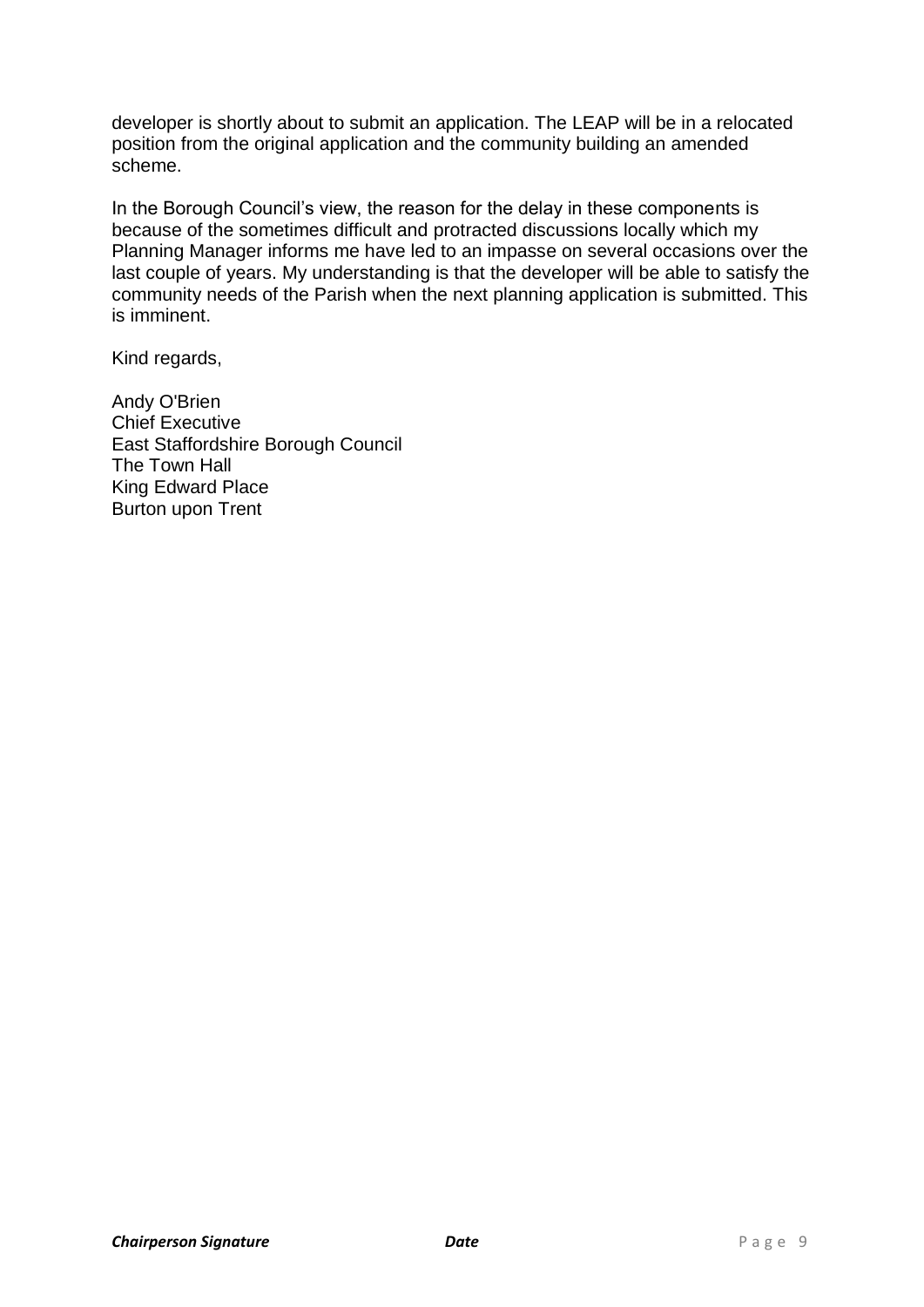developer is shortly about to submit an application. The LEAP will be in a relocated position from the original application and the community building an amended scheme.

In the Borough Council's view, the reason for the delay in these components is because of the sometimes difficult and protracted discussions locally which my Planning Manager informs me have led to an impasse on several occasions over the last couple of years. My understanding is that the developer will be able to satisfy the community needs of the Parish when the next planning application is submitted. This is imminent.

Kind regards,

Andy O'Brien
Chief Executive
East Staffordshire Borough Council
The Town Hall
King Edward Place
Burton upon Trent

***Chairperson Signature*** ***Date***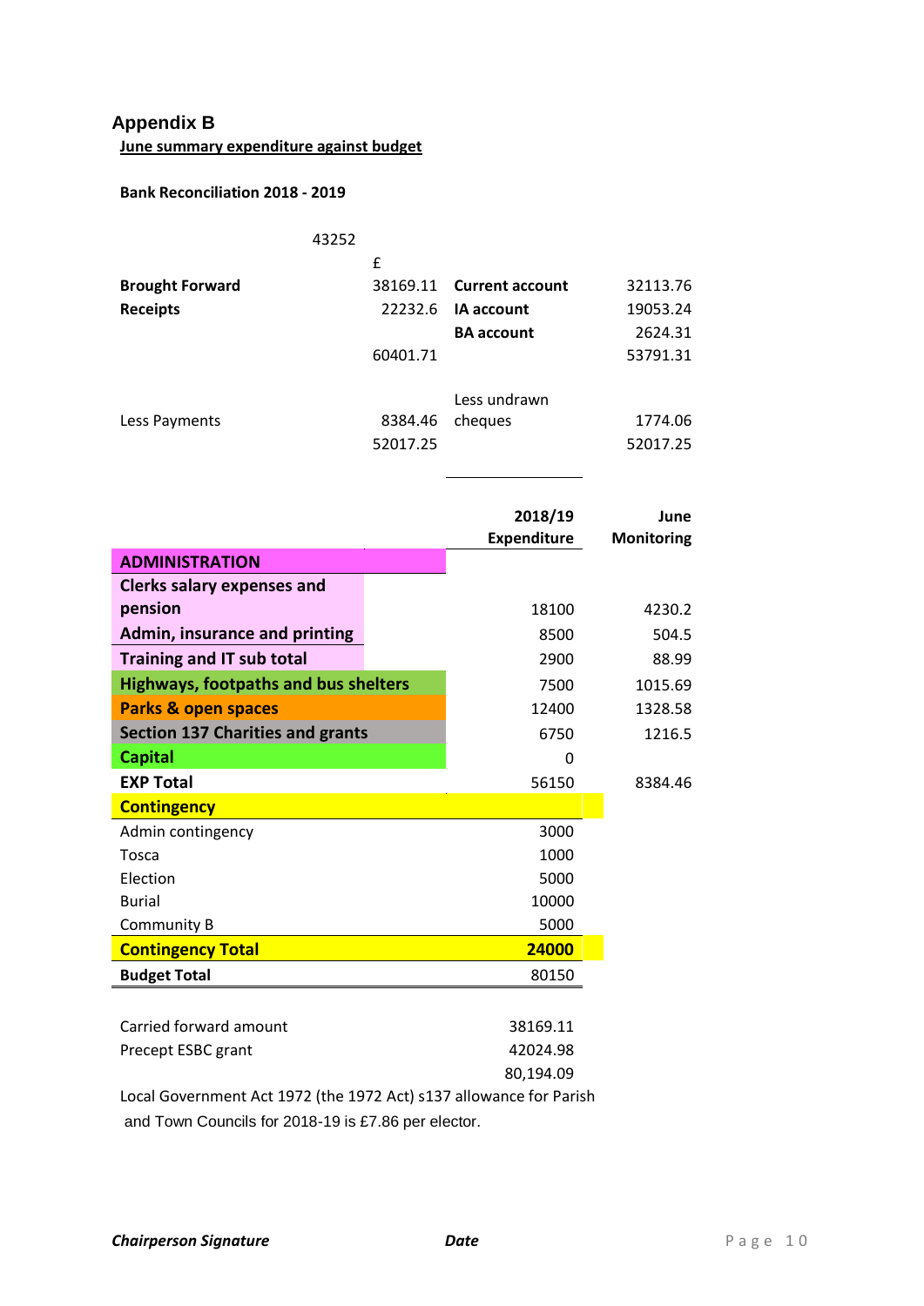## Appendix B

**June summary expenditure against budget**

**Bank Reconciliation 2018 - 2019**

| | | | |
|---|---|---|---|
| 43252 | | | |
| | £ | | |
| **Brought Forward** | 38169.11 | **Current account** | 32113.76 |
| **Receipts** | 22232.6 | **IA account** | 19053.24 |
| | | **BA account** | 2624.31 |
| | 60401.71 | | 53791.31 |
| Less Payments | 8384.46 | Less undrawn cheques | 1774.06 |
| | 52017.25 | | 52017.25 |

| | 2018/19 Expenditure | June Monitoring |
|---|---|---|
| **ADMINISTRATION** | | |
| **Clerks salary expenses and pension** | 18100 | 4230.2 |
| **Admin, insurance and printing** | 8500 | 504.5 |
| **Training and IT sub total** | 2900 | 88.99 |
| **Highways, footpaths and bus shelters** | 7500 | 1015.69 |
| **Parks & open spaces** | 12400 | 1328.58 |
| **Section 137 Charities and grants** | 6750 | 1216.5 |
| **Capital** | 0 | |
| **EXP Total** | 56150 | 8384.46 |
| **Contingency** | | |
| Admin contingency | 3000 | |
| Tosca | 1000 | |
| Election | 5000 | |
| Burial | 10000 | |
| Community B | 5000 | |
| **Contingency Total** | **24000** | |
| **Budget Total** | 80150 | |

| | |
|---|---|
| Carried forward amount | 38169.11 |
| Precept ESBC grant | 42024.98 |
| | 80,194.09 |

Local Government Act 1972 (the 1972 Act) s137 allowance for Parish and Town Councils for 2018-19 is £7.86 per elector.

***Chairperson Signature*** ***Date***